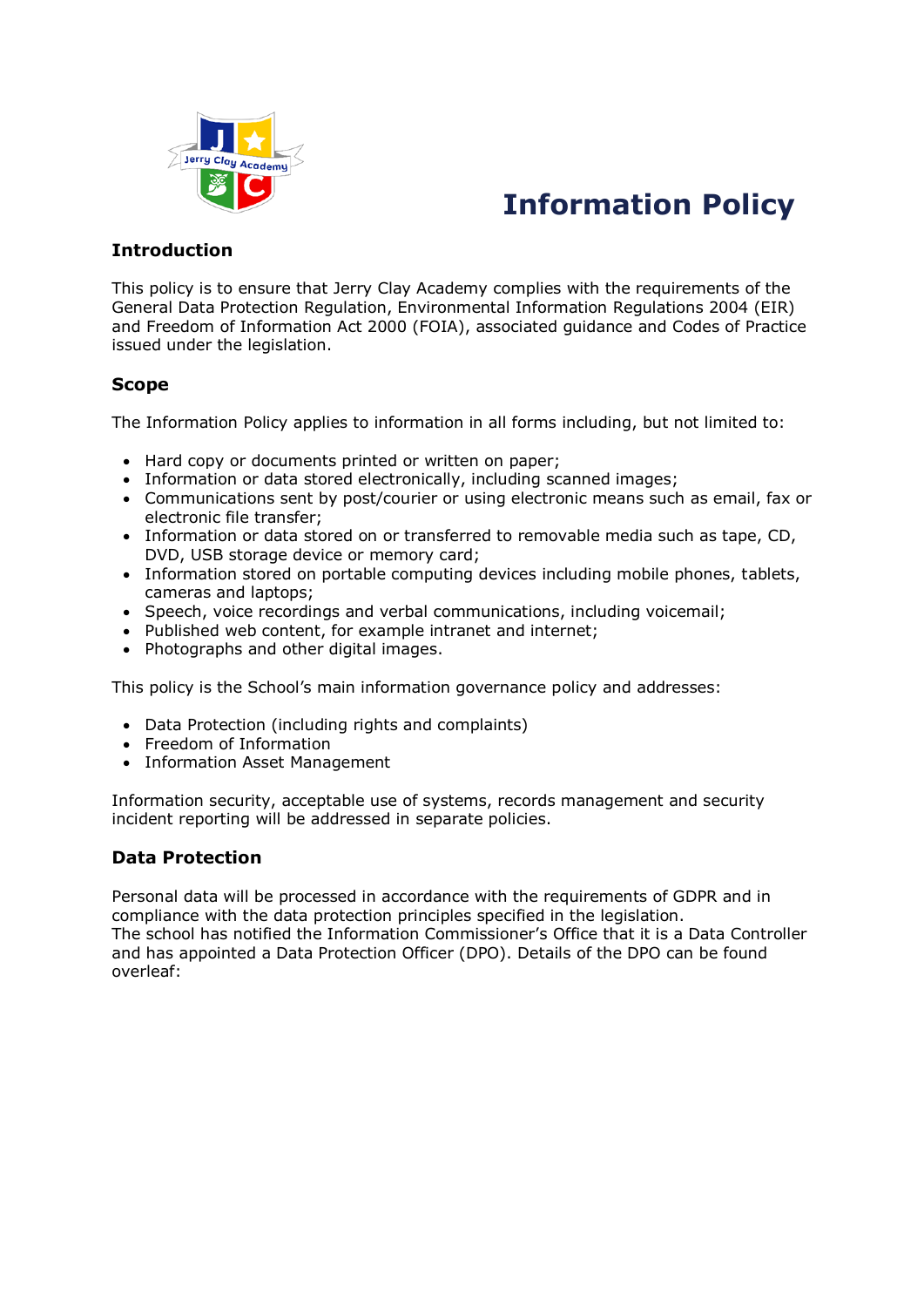# Information Policy

## Introduction

This policy is to ensure that Jerry Clay Academy complies with the requirements of the General Data Protection Regulation, Environmental Information Regulations 2004 (EIR) and Freedom of Information Act 2000 (FOIA), associated guidance and Codes of Practice issued under the legislation.

## Scope

The Information Policy applies to information in all forms including, but not limited to:

- Hard copy or documents printed or written on paper;
- Information or data stored electronically, including scanned images;
- Communications sent by post/courier or using electronic means such as email, fax or electronic file transfer;
- Information or data stored on or transferred to removable media such as tape, CD, DVD, USB storage device or memory card;
- Information stored on portable computing devices including mobile phones, tablets, cameras and laptops;
- Speech, voice recordings and verbal communications, including voicemail;
- Published web content, for example intranet and internet;
- Photographs and other digital images.

This policy is the School's main information governance policy and addresses:

- Data Protection (including rights and complaints)
- Freedom of Information
- Information Asset Management

Information security, acceptable use of systems, records management and security incident reporting will be addressed in separate policies.

## Data Protection

Personal data will be processed in accordance with the requirements of GDPR and in compliance with the data protection principles specified in the legislation.
The school has notified the Information Commissioner's Office that it is a Data Controller and has appointed a Data Protection Officer (DPO). Details of the DPO can be found overleaf: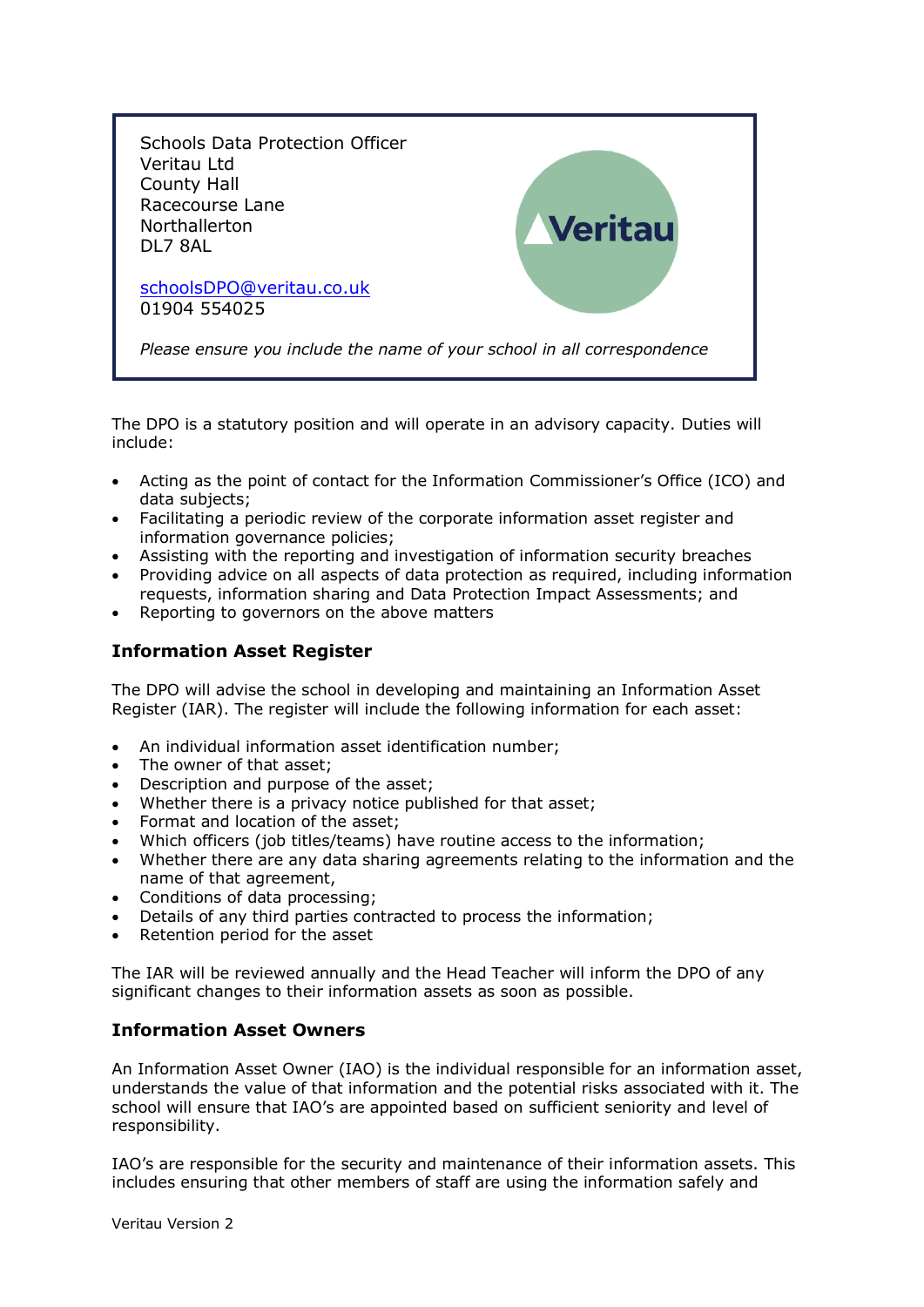Schools Data Protection Officer
Veritau Ltd
County Hall
Racecourse Lane
Northallerton
DL7 8AL

schoolsDPO@veritau.co.uk
01904 554025

*Please ensure you include the name of your school in all correspondence*

The DPO is a statutory position and will operate in an advisory capacity. Duties will include:

- Acting as the point of contact for the Information Commissioner's Office (ICO) and data subjects;
- Facilitating a periodic review of the corporate information asset register and information governance policies;
- Assisting with the reporting and investigation of information security breaches
- Providing advice on all aspects of data protection as required, including information requests, information sharing and Data Protection Impact Assessments; and
- Reporting to governors on the above matters

## Information Asset Register

The DPO will advise the school in developing and maintaining an Information Asset Register (IAR). The register will include the following information for each asset:

- An individual information asset identification number;
- The owner of that asset;
- Description and purpose of the asset;
- Whether there is a privacy notice published for that asset;
- Format and location of the asset;
- Which officers (job titles/teams) have routine access to the information;
- Whether there are any data sharing agreements relating to the information and the name of that agreement,
- Conditions of data processing;
- Details of any third parties contracted to process the information;
- Retention period for the asset

The IAR will be reviewed annually and the Head Teacher will inform the DPO of any significant changes to their information assets as soon as possible.

## Information Asset Owners

An Information Asset Owner (IAO) is the individual responsible for an information asset, understands the value of that information and the potential risks associated with it. The school will ensure that IAO's are appointed based on sufficient seniority and level of responsibility.

IAO's are responsible for the security and maintenance of their information assets. This includes ensuring that other members of staff are using the information safely and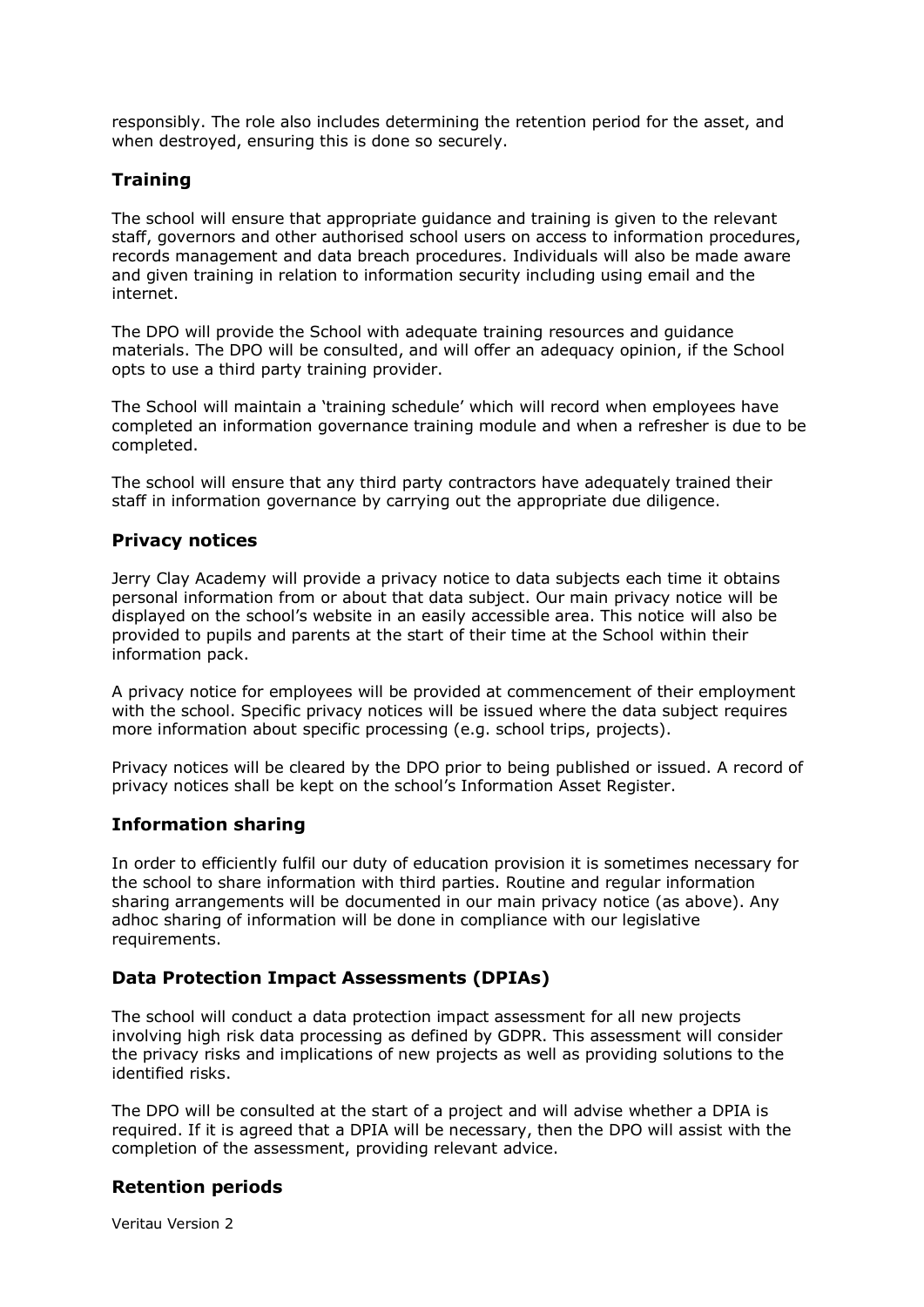responsibly. The role also includes determining the retention period for the asset, and when destroyed, ensuring this is done so securely.

## Training

The school will ensure that appropriate guidance and training is given to the relevant staff, governors and other authorised school users on access to information procedures, records management and data breach procedures. Individuals will also be made aware and given training in relation to information security including using email and the internet.

The DPO will provide the School with adequate training resources and guidance materials. The DPO will be consulted, and will offer an adequacy opinion, if the School opts to use a third party training provider.

The School will maintain a 'training schedule' which will record when employees have completed an information governance training module and when a refresher is due to be completed.

The school will ensure that any third party contractors have adequately trained their staff in information governance by carrying out the appropriate due diligence.

## Privacy notices

Jerry Clay Academy will provide a privacy notice to data subjects each time it obtains personal information from or about that data subject. Our main privacy notice will be displayed on the school's website in an easily accessible area. This notice will also be provided to pupils and parents at the start of their time at the School within their information pack.

A privacy notice for employees will be provided at commencement of their employment with the school. Specific privacy notices will be issued where the data subject requires more information about specific processing (e.g. school trips, projects).

Privacy notices will be cleared by the DPO prior to being published or issued. A record of privacy notices shall be kept on the school's Information Asset Register.

## Information sharing

In order to efficiently fulfil our duty of education provision it is sometimes necessary for the school to share information with third parties. Routine and regular information sharing arrangements will be documented in our main privacy notice (as above). Any adhoc sharing of information will be done in compliance with our legislative requirements.

## Data Protection Impact Assessments (DPIAs)

The school will conduct a data protection impact assessment for all new projects involving high risk data processing as defined by GDPR. This assessment will consider the privacy risks and implications of new projects as well as providing solutions to the identified risks.

The DPO will be consulted at the start of a project and will advise whether a DPIA is required. If it is agreed that a DPIA will be necessary, then the DPO will assist with the completion of the assessment, providing relevant advice.

## Retention periods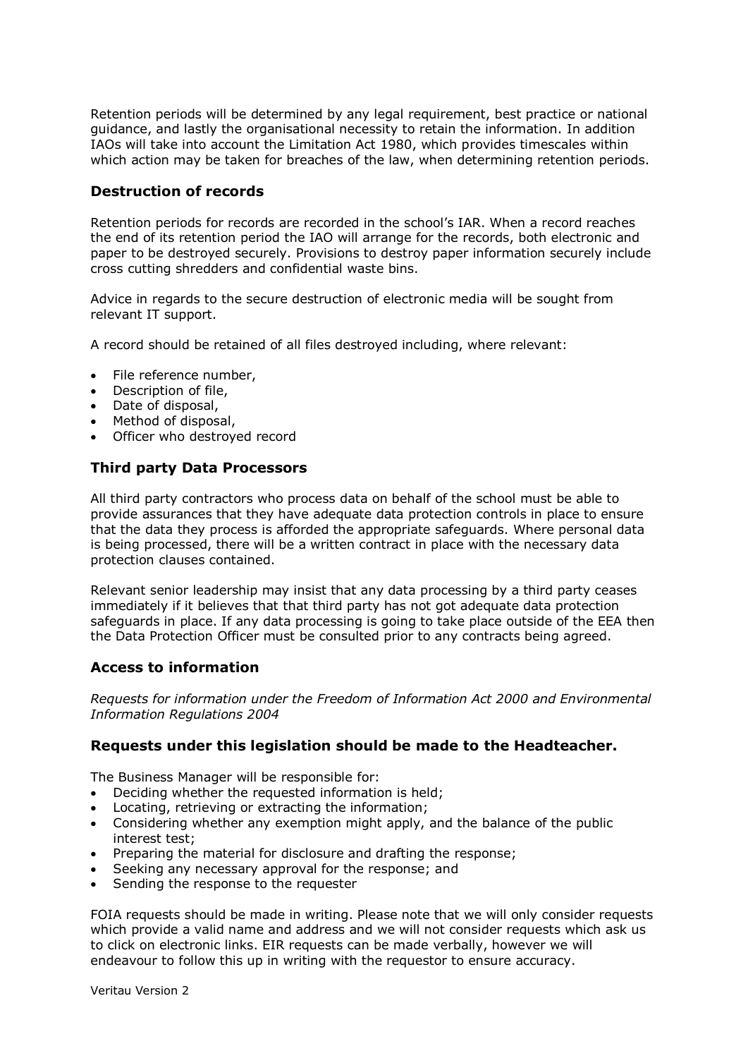Retention periods will be determined by any legal requirement, best practice or national guidance, and lastly the organisational necessity to retain the information. In addition IAOs will take into account the Limitation Act 1980, which provides timescales within which action may be taken for breaches of the law, when determining retention periods.

### Destruction of records

Retention periods for records are recorded in the school's IAR. When a record reaches the end of its retention period the IAO will arrange for the records, both electronic and paper to be destroyed securely. Provisions to destroy paper information securely include cross cutting shredders and confidential waste bins.

Advice in regards to the secure destruction of electronic media will be sought from relevant IT support.

A record should be retained of all files destroyed including, where relevant:

- File reference number,
- Description of file,
- Date of disposal,
- Method of disposal,
- Officer who destroyed record

### Third party Data Processors

All third party contractors who process data on behalf of the school must be able to provide assurances that they have adequate data protection controls in place to ensure that the data they process is afforded the appropriate safeguards. Where personal data is being processed, there will be a written contract in place with the necessary data protection clauses contained.

Relevant senior leadership may insist that any data processing by a third party ceases immediately if it believes that that third party has not got adequate data protection safeguards in place. If any data processing is going to take place outside of the EEA then the Data Protection Officer must be consulted prior to any contracts being agreed.

### Access to information

*Requests for information under the Freedom of Information Act 2000 and Environmental Information Regulations 2004*

### Requests under this legislation should be made to the Headteacher.

The Business Manager will be responsible for:

- Deciding whether the requested information is held;
- Locating, retrieving or extracting the information;
- Considering whether any exemption might apply, and the balance of the public interest test;
- Preparing the material for disclosure and drafting the response;
- Seeking any necessary approval for the response; and
- Sending the response to the requester

FOIA requests should be made in writing. Please note that we will only consider requests which provide a valid name and address and we will not consider requests which ask us to click on electronic links. EIR requests can be made verbally, however we will endeavour to follow this up in writing with the requestor to ensure accuracy.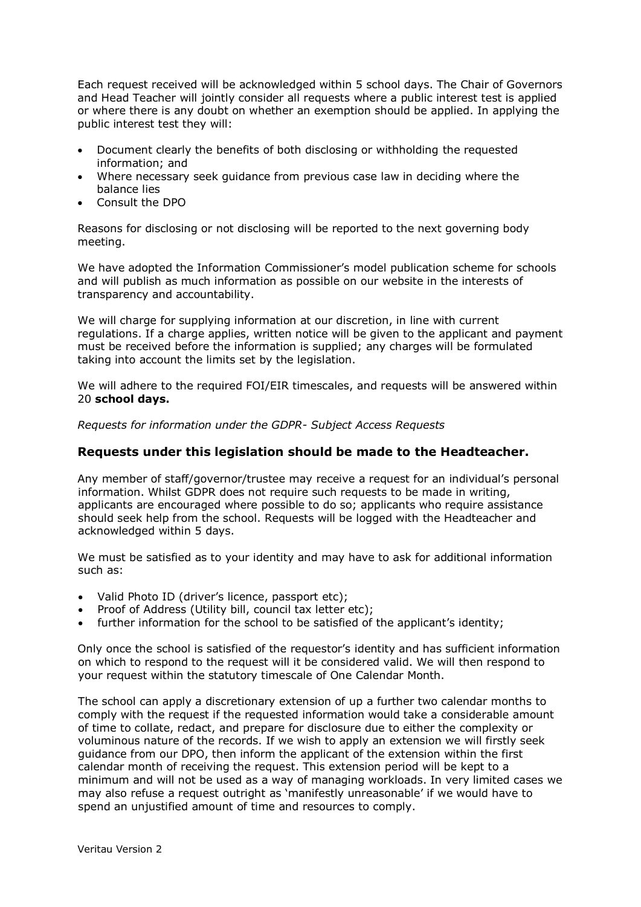Each request received will be acknowledged within 5 school days. The Chair of Governors and Head Teacher will jointly consider all requests where a public interest test is applied or where there is any doubt on whether an exemption should be applied. In applying the public interest test they will:

- Document clearly the benefits of both disclosing or withholding the requested information; and
- Where necessary seek guidance from previous case law in deciding where the balance lies
- Consult the DPO

Reasons for disclosing or not disclosing will be reported to the next governing body meeting.

We have adopted the Information Commissioner's model publication scheme for schools and will publish as much information as possible on our website in the interests of transparency and accountability.

We will charge for supplying information at our discretion, in line with current regulations. If a charge applies, written notice will be given to the applicant and payment must be received before the information is supplied; any charges will be formulated taking into account the limits set by the legislation.

We will adhere to the required FOI/EIR timescales, and requests will be answered within 20 **school days.**

*Requests for information under the GDPR- Subject Access Requests*

### Requests under this legislation should be made to the Headteacher.

Any member of staff/governor/trustee may receive a request for an individual's personal information. Whilst GDPR does not require such requests to be made in writing, applicants are encouraged where possible to do so; applicants who require assistance should seek help from the school. Requests will be logged with the Headteacher and acknowledged within 5 days.

We must be satisfied as to your identity and may have to ask for additional information such as:

- Valid Photo ID (driver's licence, passport etc);
- Proof of Address (Utility bill, council tax letter etc);
- further information for the school to be satisfied of the applicant's identity;

Only once the school is satisfied of the requestor's identity and has sufficient information on which to respond to the request will it be considered valid. We will then respond to your request within the statutory timescale of One Calendar Month.

The school can apply a discretionary extension of up a further two calendar months to comply with the request if the requested information would take a considerable amount of time to collate, redact, and prepare for disclosure due to either the complexity or voluminous nature of the records. If we wish to apply an extension we will firstly seek guidance from our DPO, then inform the applicant of the extension within the first calendar month of receiving the request. This extension period will be kept to a minimum and will not be used as a way of managing workloads. In very limited cases we may also refuse a request outright as 'manifestly unreasonable' if we would have to spend an unjustified amount of time and resources to comply.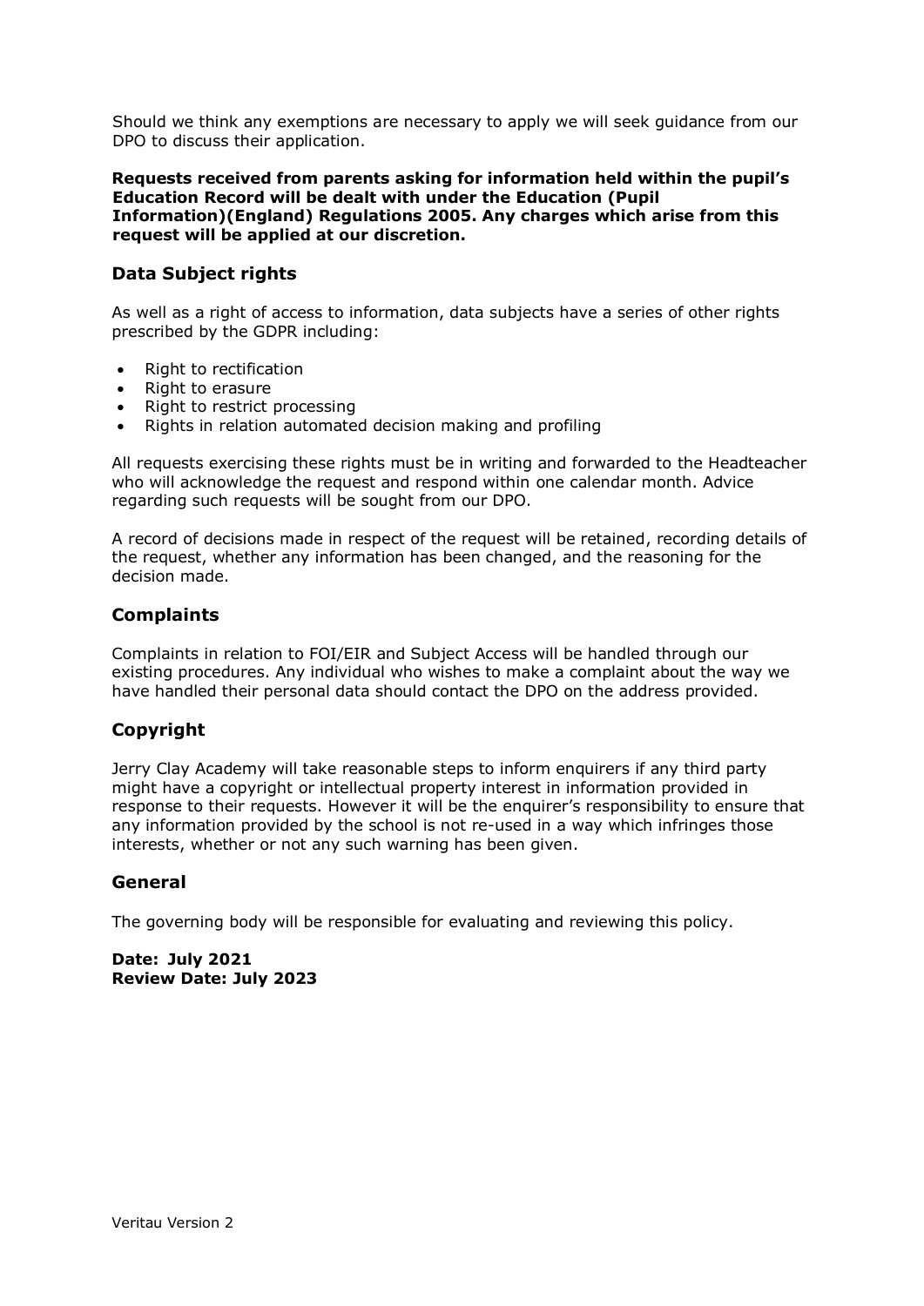Should we think any exemptions are necessary to apply we will seek guidance from our DPO to discuss their application.

**Requests received from parents asking for information held within the pupil's Education Record will be dealt with under the Education (Pupil Information)(England) Regulations 2005. Any charges which arise from this request will be applied at our discretion.**

## Data Subject rights

As well as a right of access to information, data subjects have a series of other rights prescribed by the GDPR including:

- Right to rectification
- Right to erasure
- Right to restrict processing
- Rights in relation automated decision making and profiling

All requests exercising these rights must be in writing and forwarded to the Headteacher who will acknowledge the request and respond within one calendar month. Advice regarding such requests will be sought from our DPO.

A record of decisions made in respect of the request will be retained, recording details of the request, whether any information has been changed, and the reasoning for the decision made.

## Complaints

Complaints in relation to FOI/EIR and Subject Access will be handled through our existing procedures. Any individual who wishes to make a complaint about the way we have handled their personal data should contact the DPO on the address provided.

## Copyright

Jerry Clay Academy will take reasonable steps to inform enquirers if any third party might have a copyright or intellectual property interest in information provided in response to their requests. However it will be the enquirer's responsibility to ensure that any information provided by the school is not re-used in a way which infringes those interests, whether or not any such warning has been given.

## General

The governing body will be responsible for evaluating and reviewing this policy.

**Date: July 2021**
**Review Date: July 2023**

Veritau Version 2